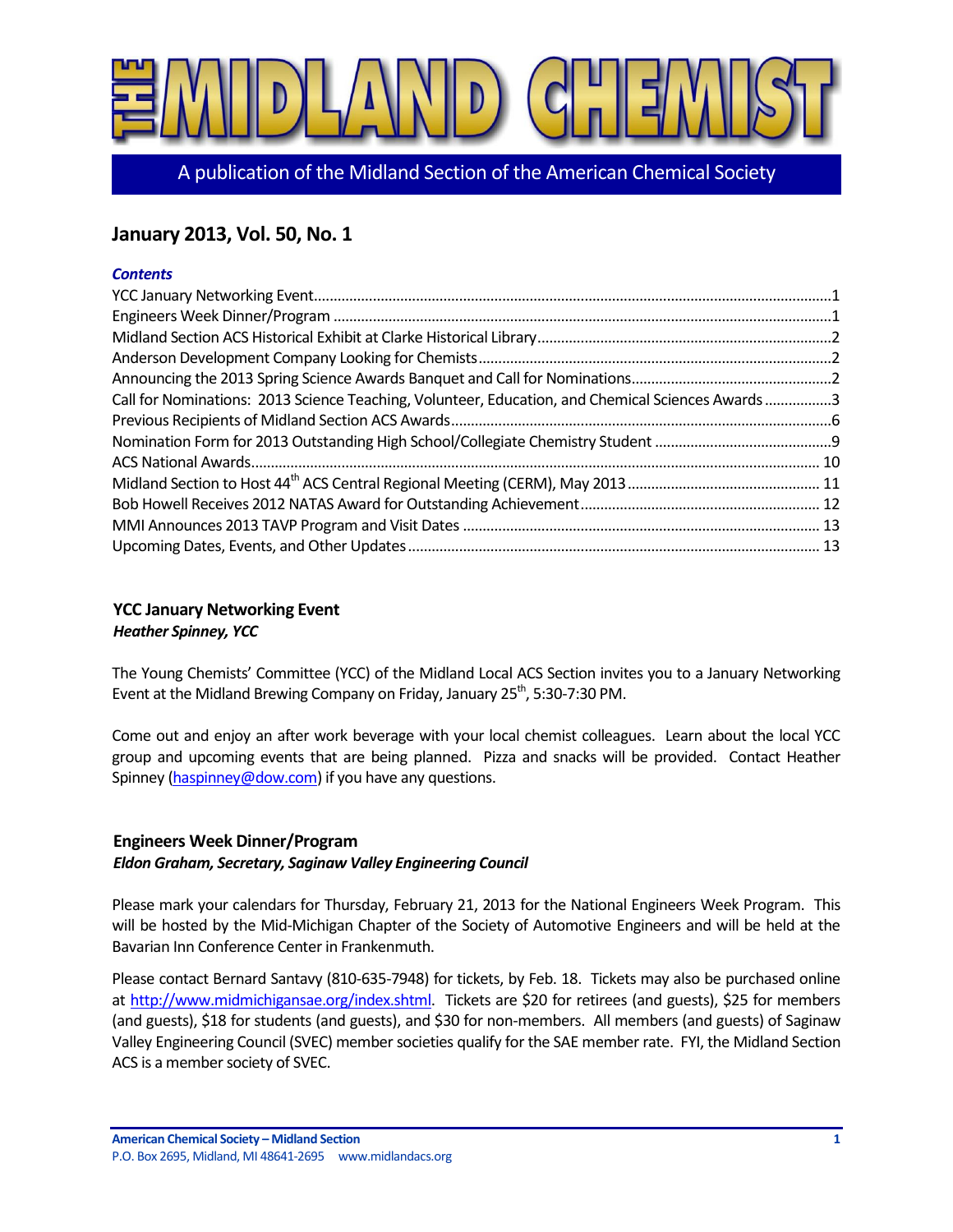# THE MIDLAND CHEMIST

A publication of the Midland Section of the American Chemical Society

## January 2013, Vol. 50, No. 1

### *Contents*

- YCC January Networking Event....1
- Engineers Week Dinner/Program....1
- Midland Section ACS Historical Exhibit at Clarke Historical Library....2
- Anderson Development Company Looking for Chemists....2
- Announcing the 2013 Spring Science Awards Banquet and Call for Nominations....2
- Call for Nominations: 2013 Science Teaching, Volunteer, Education, and Chemical Sciences Awards....3
- Previous Recipients of Midland Section ACS Awards....6
- Nomination Form for 2013 Outstanding High School/Collegiate Chemistry Student....9
- ACS National Awards....10
- Midland Section to Host 44th ACS Central Regional Meeting (CERM), May 2013....11
- Bob Howell Receives 2012 NATAS Award for Outstanding Achievement....12
- MMI Announces 2013 TAVP Program and Visit Dates....13
- Upcoming Dates, Events, and Other Updates....13

## YCC January Networking Event

***Heather Spinney, YCC***

The Young Chemists' Committee (YCC) of the Midland Local ACS Section invites you to a January Networking Event at the Midland Brewing Company on Friday, January 25th, 5:30-7:30 PM.

Come out and enjoy an after work beverage with your local chemist colleagues. Learn about the local YCC group and upcoming events that are being planned. Pizza and snacks will be provided. Contact Heather Spinney (haspinney@dow.com) if you have any questions.

## Engineers Week Dinner/Program

***Eldon Graham, Secretary, Saginaw Valley Engineering Council***

Please mark your calendars for Thursday, February 21, 2013 for the National Engineers Week Program. This will be hosted by the Mid-Michigan Chapter of the Society of Automotive Engineers and will be held at the Bavarian Inn Conference Center in Frankenmuth.

Please contact Bernard Santavy (810-635-7948) for tickets, by Feb. 18. Tickets may also be purchased online at http://www.midmichigansae.org/index.shtml. Tickets are $20 for retirees (and guests), $25 for members (and guests), $18 for students (and guests), and $30 for non-members. All members (and guests) of Saginaw Valley Engineering Council (SVEC) member societies qualify for the SAE member rate. FYI, the Midland Section ACS is a member society of SVEC.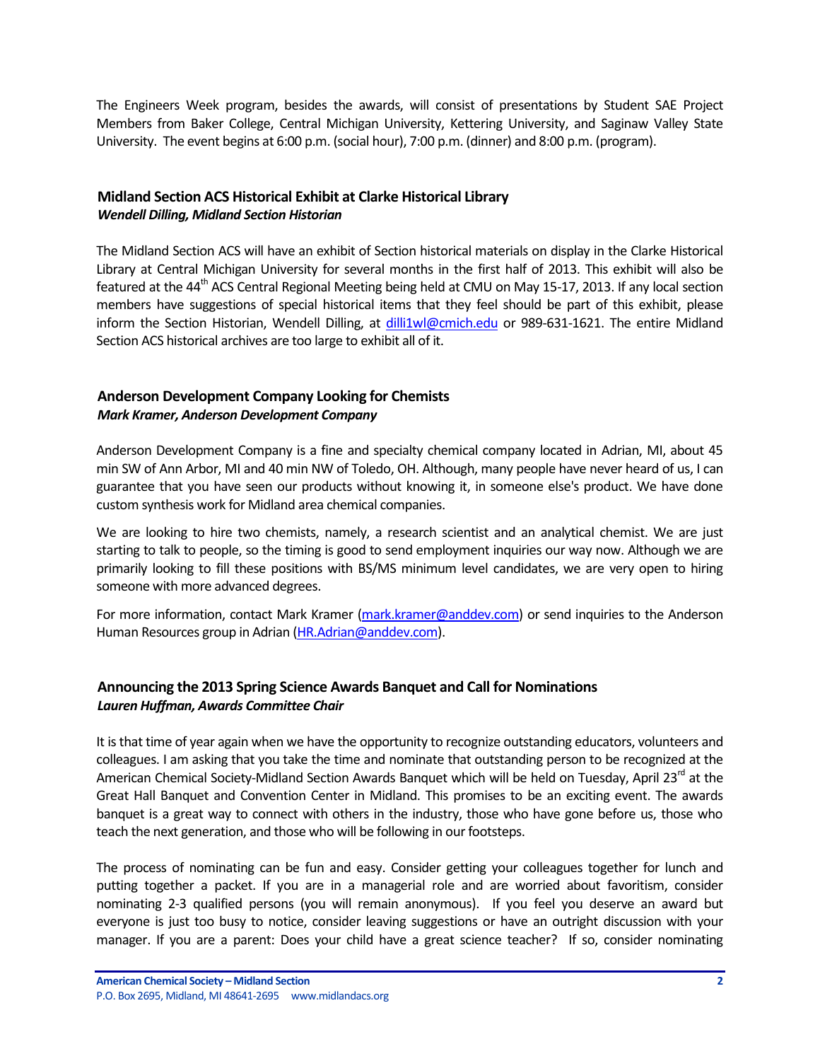The Engineers Week program, besides the awards, will consist of presentations by Student SAE Project Members from Baker College, Central Michigan University, Kettering University, and Saginaw Valley State University. The event begins at 6:00 p.m. (social hour), 7:00 p.m. (dinner) and 8:00 p.m. (program).

### Midland Section ACS Historical Exhibit at Clarke Historical Library

***Wendell Dilling, Midland Section Historian***

The Midland Section ACS will have an exhibit of Section historical materials on display in the Clarke Historical Library at Central Michigan University for several months in the first half of 2013. This exhibit will also be featured at the 44th ACS Central Regional Meeting being held at CMU on May 15-17, 2013. If any local section members have suggestions of special historical items that they feel should be part of this exhibit, please inform the Section Historian, Wendell Dilling, at dilli1wl@cmich.edu or 989-631-1621. The entire Midland Section ACS historical archives are too large to exhibit all of it.

### Anderson Development Company Looking for Chemists

***Mark Kramer, Anderson Development Company***

Anderson Development Company is a fine and specialty chemical company located in Adrian, MI, about 45 min SW of Ann Arbor, MI and 40 min NW of Toledo, OH. Although, many people have never heard of us, I can guarantee that you have seen our products without knowing it, in someone else's product. We have done custom synthesis work for Midland area chemical companies.

We are looking to hire two chemists, namely, a research scientist and an analytical chemist. We are just starting to talk to people, so the timing is good to send employment inquiries our way now. Although we are primarily looking to fill these positions with BS/MS minimum level candidates, we are very open to hiring someone with more advanced degrees.

For more information, contact Mark Kramer (mark.kramer@anddev.com) or send inquiries to the Anderson Human Resources group in Adrian (HR.Adrian@anddev.com).

### Announcing the 2013 Spring Science Awards Banquet and Call for Nominations

***Lauren Huffman, Awards Committee Chair***

It is that time of year again when we have the opportunity to recognize outstanding educators, volunteers and colleagues. I am asking that you take the time and nominate that outstanding person to be recognized at the American Chemical Society-Midland Section Awards Banquet which will be held on Tuesday, April 23rd at the Great Hall Banquet and Convention Center in Midland. This promises to be an exciting event. The awards banquet is a great way to connect with others in the industry, those who have gone before us, those who teach the next generation, and those who will be following in our footsteps.

The process of nominating can be fun and easy. Consider getting your colleagues together for lunch and putting together a packet. If you are in a managerial role and are worried about favoritism, consider nominating 2-3 qualified persons (you will remain anonymous). If you feel you deserve an award but everyone is just too busy to notice, consider leaving suggestions or have an outright discussion with your manager. If you are a parent: Does your child have a great science teacher? If so, consider nominating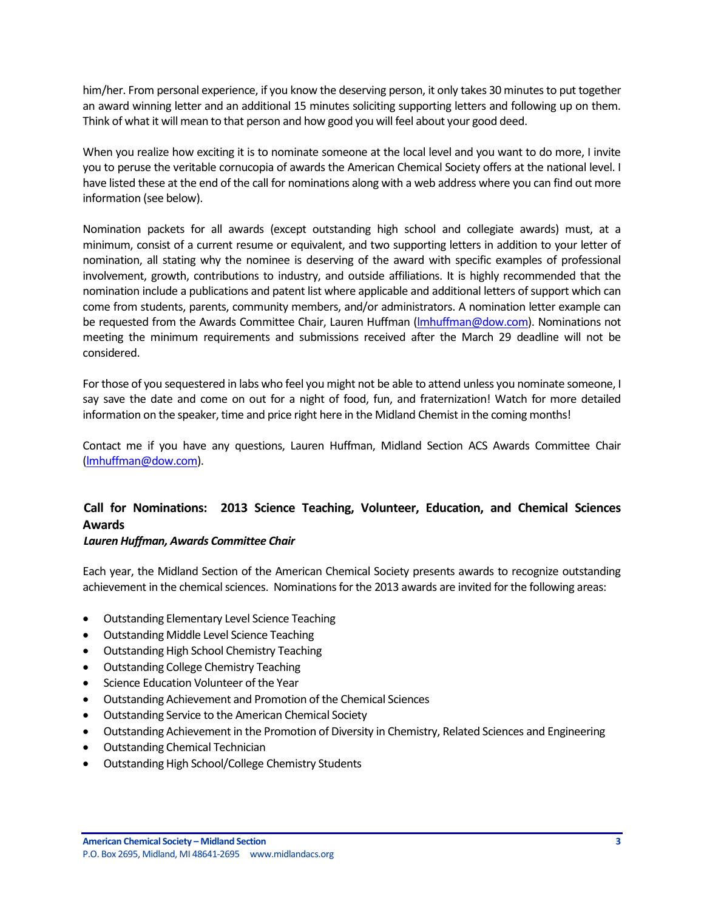him/her. From personal experience, if you know the deserving person, it only takes 30 minutes to put together an award winning letter and an additional 15 minutes soliciting supporting letters and following up on them. Think of what it will mean to that person and how good you will feel about your good deed.

When you realize how exciting it is to nominate someone at the local level and you want to do more, I invite you to peruse the veritable cornucopia of awards the American Chemical Society offers at the national level. I have listed these at the end of the call for nominations along with a web address where you can find out more information (see below).

Nomination packets for all awards (except outstanding high school and collegiate awards) must, at a minimum, consist of a current resume or equivalent, and two supporting letters in addition to your letter of nomination, all stating why the nominee is deserving of the award with specific examples of professional involvement, growth, contributions to industry, and outside affiliations. It is highly recommended that the nomination include a publications and patent list where applicable and additional letters of support which can come from students, parents, community members, and/or administrators. A nomination letter example can be requested from the Awards Committee Chair, Lauren Huffman (lmhuffman@dow.com). Nominations not meeting the minimum requirements and submissions received after the March 29 deadline will not be considered.

For those of you sequestered in labs who feel you might not be able to attend unless you nominate someone, I say save the date and come on out for a night of food, fun, and fraternization! Watch for more detailed information on the speaker, time and price right here in the Midland Chemist in the coming months!

Contact me if you have any questions, Lauren Huffman, Midland Section ACS Awards Committee Chair (lmhuffman@dow.com).

## Call for Nominations: 2013 Science Teaching, Volunteer, Education, and Chemical Sciences Awards

***Lauren Huffman, Awards Committee Chair***

Each year, the Midland Section of the American Chemical Society presents awards to recognize outstanding achievement in the chemical sciences. Nominations for the 2013 awards are invited for the following areas:

- Outstanding Elementary Level Science Teaching
- Outstanding Middle Level Science Teaching
- Outstanding High School Chemistry Teaching
- Outstanding College Chemistry Teaching
- Science Education Volunteer of the Year
- Outstanding Achievement and Promotion of the Chemical Sciences
- Outstanding Service to the American Chemical Society
- Outstanding Achievement in the Promotion of Diversity in Chemistry, Related Sciences and Engineering
- Outstanding Chemical Technician
- Outstanding High School/College Chemistry Students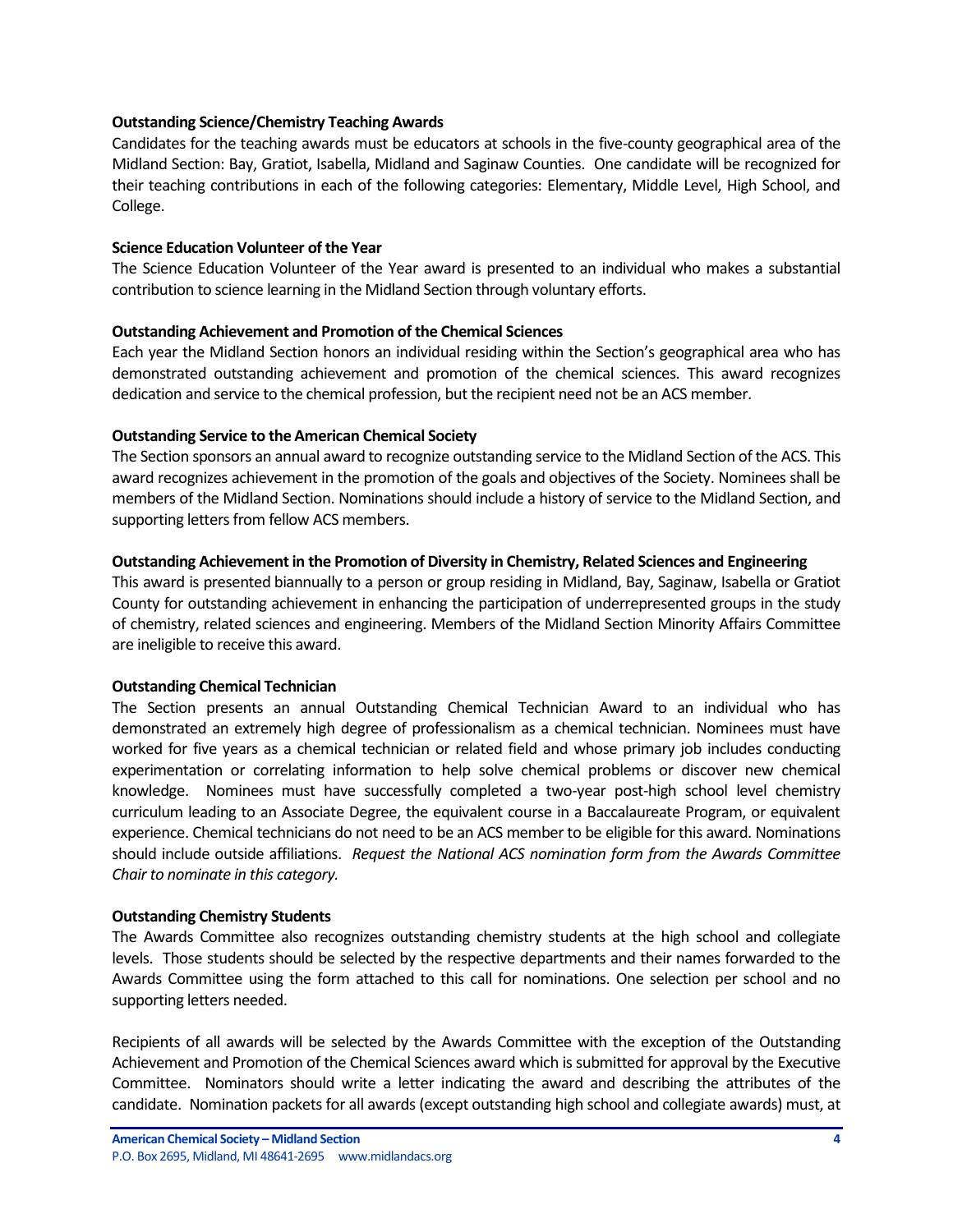**Outstanding Science/Chemistry Teaching Awards**

Candidates for the teaching awards must be educators at schools in the five-county geographical area of the Midland Section: Bay, Gratiot, Isabella, Midland and Saginaw Counties. One candidate will be recognized for their teaching contributions in each of the following categories: Elementary, Middle Level, High School, and College.

**Science Education Volunteer of the Year**

The Science Education Volunteer of the Year award is presented to an individual who makes a substantial contribution to science learning in the Midland Section through voluntary efforts.

**Outstanding Achievement and Promotion of the Chemical Sciences**

Each year the Midland Section honors an individual residing within the Section's geographical area who has demonstrated outstanding achievement and promotion of the chemical sciences. This award recognizes dedication and service to the chemical profession, but the recipient need not be an ACS member.

**Outstanding Service to the American Chemical Society**

The Section sponsors an annual award to recognize outstanding service to the Midland Section of the ACS. This award recognizes achievement in the promotion of the goals and objectives of the Society. Nominees shall be members of the Midland Section. Nominations should include a history of service to the Midland Section, and supporting letters from fellow ACS members.

**Outstanding Achievement in the Promotion of Diversity in Chemistry, Related Sciences and Engineering**

This award is presented biannually to a person or group residing in Midland, Bay, Saginaw, Isabella or Gratiot County for outstanding achievement in enhancing the participation of underrepresented groups in the study of chemistry, related sciences and engineering. Members of the Midland Section Minority Affairs Committee are ineligible to receive this award.

**Outstanding Chemical Technician**

The Section presents an annual Outstanding Chemical Technician Award to an individual who has demonstrated an extremely high degree of professionalism as a chemical technician. Nominees must have worked for five years as a chemical technician or related field and whose primary job includes conducting experimentation or correlating information to help solve chemical problems or discover new chemical knowledge. Nominees must have successfully completed a two-year post-high school level chemistry curriculum leading to an Associate Degree, the equivalent course in a Baccalaureate Program, or equivalent experience. Chemical technicians do not need to be an ACS member to be eligible for this award. Nominations should include outside affiliations. *Request the National ACS nomination form from the Awards Committee Chair to nominate in this category.*

**Outstanding Chemistry Students**

The Awards Committee also recognizes outstanding chemistry students at the high school and collegiate levels. Those students should be selected by the respective departments and their names forwarded to the Awards Committee using the form attached to this call for nominations. One selection per school and no supporting letters needed.

Recipients of all awards will be selected by the Awards Committee with the exception of the Outstanding Achievement and Promotion of the Chemical Sciences award which is submitted for approval by the Executive Committee. Nominators should write a letter indicating the award and describing the attributes of the candidate. Nomination packets for all awards (except outstanding high school and collegiate awards) must, at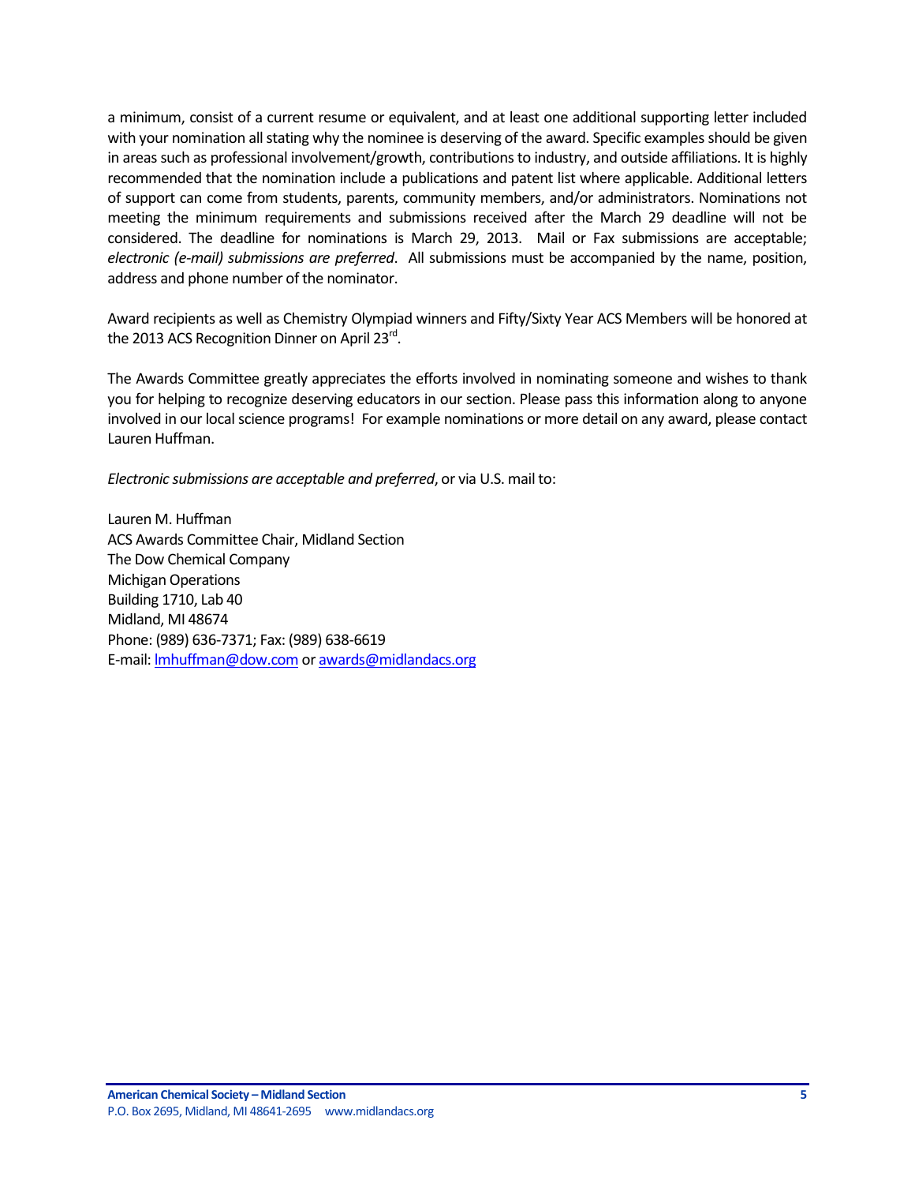a minimum, consist of a current resume or equivalent, and at least one additional supporting letter included with your nomination all stating why the nominee is deserving of the award. Specific examples should be given in areas such as professional involvement/growth, contributions to industry, and outside affiliations. It is highly recommended that the nomination include a publications and patent list where applicable. Additional letters of support can come from students, parents, community members, and/or administrators. Nominations not meeting the minimum requirements and submissions received after the March 29 deadline will not be considered. The deadline for nominations is March 29, 2013. Mail or Fax submissions are acceptable; *electronic (e-mail) submissions are preferred*. All submissions must be accompanied by the name, position, address and phone number of the nominator.

Award recipients as well as Chemistry Olympiad winners and Fifty/Sixty Year ACS Members will be honored at the 2013 ACS Recognition Dinner on April 23rd.

The Awards Committee greatly appreciates the efforts involved in nominating someone and wishes to thank you for helping to recognize deserving educators in our section. Please pass this information along to anyone involved in our local science programs! For example nominations or more detail on any award, please contact Lauren Huffman.

*Electronic submissions are acceptable and preferred*, or via U.S. mail to:

Lauren M. Huffman
ACS Awards Committee Chair, Midland Section
The Dow Chemical Company
Michigan Operations
Building 1710, Lab 40
Midland, MI 48674
Phone: (989) 636-7371; Fax: (989) 638-6619
E-mail: lmhuffman@dow.com or awards@midlandacs.org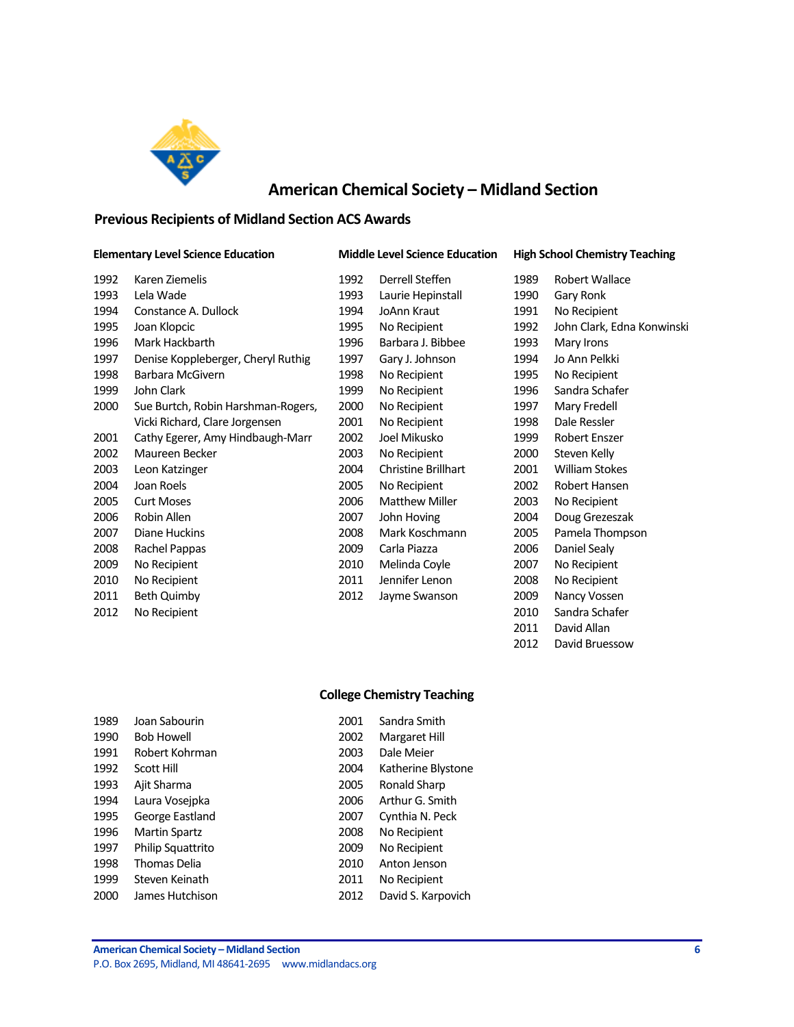# American Chemical Society – Midland Section

## Previous Recipients of Midland Section ACS Awards

### Elementary Level Science Education

| Year | Recipient |
|---|---|
| 1992 | Karen Ziemelis |
| 1993 | Lela Wade |
| 1994 | Constance A. Dullock |
| 1995 | Joan Klopcic |
| 1996 | Mark Hackbarth |
| 1997 | Denise Koppleberger, Cheryl Ruthig |
| 1998 | Barbara McGivern |
| 1999 | John Clark |
| 2000 | Sue Burtch, Robin Harshman-Rogers, Vicki Richard, Clare Jorgensen |
| 2001 | Cathy Egerer, Amy Hindbaugh-Marr |
| 2002 | Maureen Becker |
| 2003 | Leon Katzinger |
| 2004 | Joan Roels |
| 2005 | Curt Moses |
| 2006 | Robin Allen |
| 2007 | Diane Huckins |
| 2008 | Rachel Pappas |
| 2009 | No Recipient |
| 2010 | No Recipient |
| 2011 | Beth Quimby |
| 2012 | No Recipient |

### Middle Level Science Education

| Year | Recipient |
|---|---|
| 1992 | Derrell Steffen |
| 1993 | Laurie Hepinstall |
| 1994 | JoAnn Kraut |
| 1995 | No Recipient |
| 1996 | Barbara J. Bibbee |
| 1997 | Gary J. Johnson |
| 1998 | No Recipient |
| 1999 | No Recipient |
| 2000 | No Recipient |
| 2001 | No Recipient |
| 2002 | Joel Mikusko |
| 2003 | No Recipient |
| 2004 | Christine Brillhart |
| 2005 | No Recipient |
| 2006 | Matthew Miller |
| 2007 | John Hoving |
| 2008 | Mark Koschmann |
| 2009 | Carla Piazza |
| 2010 | Melinda Coyle |
| 2011 | Jennifer Lenon |
| 2012 | Jayme Swanson |

### High School Chemistry Teaching

| Year | Recipient |
|---|---|
| 1989 | Robert Wallace |
| 1990 | Gary Ronk |
| 1991 | No Recipient |
| 1992 | John Clark, Edna Konwinski |
| 1993 | Mary Irons |
| 1994 | Jo Ann Pelkki |
| 1995 | No Recipient |
| 1996 | Sandra Schafer |
| 1997 | Mary Fredell |
| 1998 | Dale Ressler |
| 1999 | Robert Enszer |
| 2000 | Steven Kelly |
| 2001 | William Stokes |
| 2002 | Robert Hansen |
| 2003 | No Recipient |
| 2004 | Doug Grezeszak |
| 2005 | Pamela Thompson |
| 2006 | Daniel Sealy |
| 2007 | No Recipient |
| 2008 | No Recipient |
| 2009 | Nancy Vossen |
| 2010 | Sandra Schafer |
| 2011 | David Allan |
| 2012 | David Bruessow |

### College Chemistry Teaching

| Year | Recipient |
|---|---|
| 1989 | Joan Sabourin |
| 1990 | Bob Howell |
| 1991 | Robert Kohrman |
| 1992 | Scott Hill |
| 1993 | Ajit Sharma |
| 1994 | Laura Vosejpka |
| 1995 | George Eastland |
| 1996 | Martin Spartz |
| 1997 | Philip Squattrito |
| 1998 | Thomas Delia |
| 1999 | Steven Keinath |
| 2000 | James Hutchison |
| 2001 | Sandra Smith |
| 2002 | Margaret Hill |
| 2003 | Dale Meier |
| 2004 | Katherine Blystone |
| 2005 | Ronald Sharp |
| 2006 | Arthur G. Smith |
| 2007 | Cynthia N. Peck |
| 2008 | No Recipient |
| 2009 | No Recipient |
| 2010 | Anton Jenson |
| 2011 | No Recipient |
| 2012 | David S. Karpovich |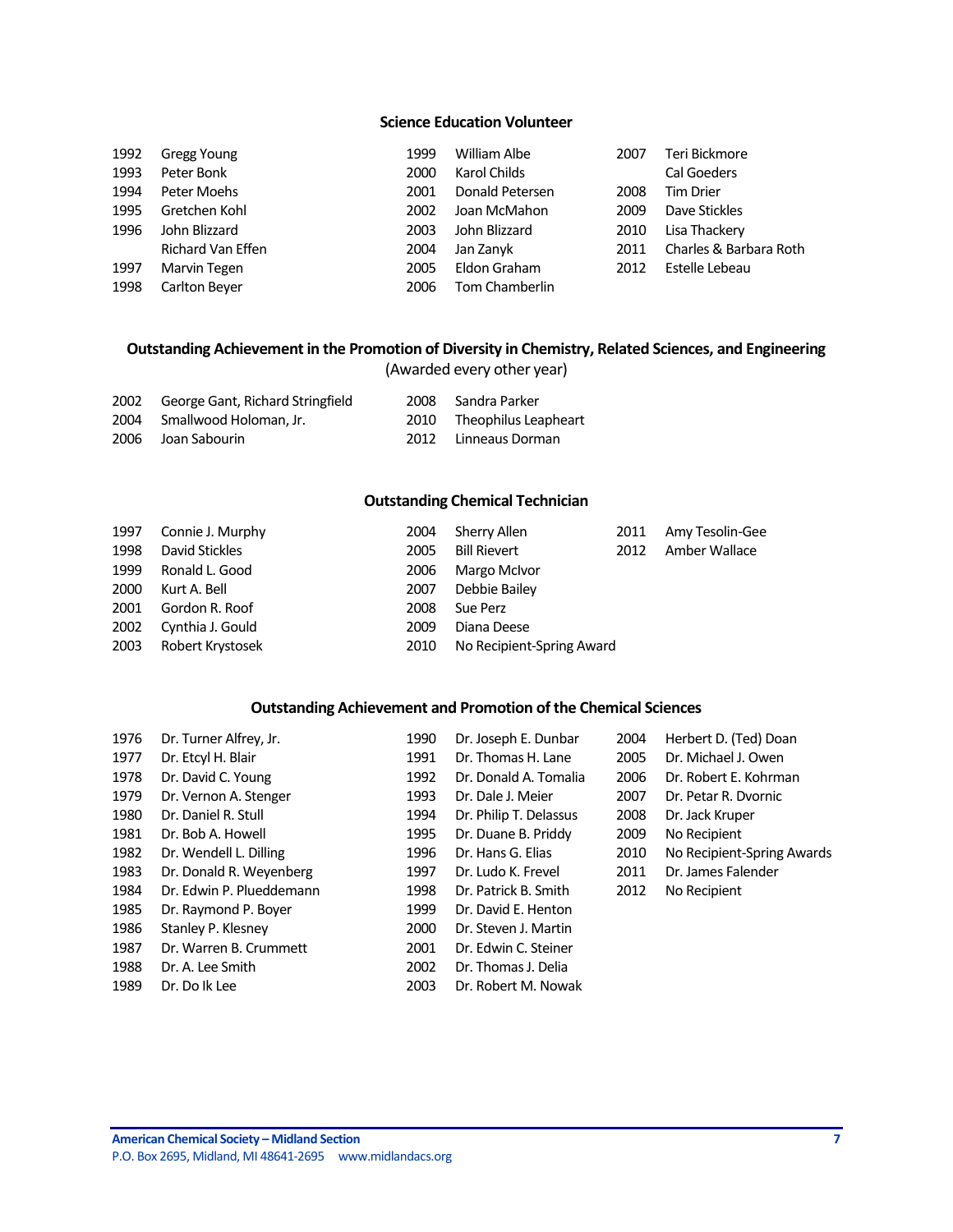### Science Education Volunteer

| Year | Name |
|---|---|
| 1992 | Gregg Young |
| 1993 | Peter Bonk |
| 1994 | Peter Moehs |
| 1995 | Gretchen Kohl |
| 1996 | John Blizzard |
| | Richard Van Effen |
| 1997 | Marvin Tegen |
| 1998 | Carlton Beyer |
| 1999 | William Albe |
| 2000 | Karol Childs |
| 2001 | Donald Petersen |
| 2002 | Joan McMahon |
| 2003 | John Blizzard |
| 2004 | Jan Zanyk |
| 2005 | Eldon Graham |
| 2006 | Tom Chamberlin |
| 2007 | Teri Bickmore |
| | Cal Goeders |
| 2008 | Tim Drier |
| 2009 | Dave Stickles |
| 2010 | Lisa Thackery |
| 2011 | Charles & Barbara Roth |
| 2012 | Estelle Lebeau |

### Outstanding Achievement in the Promotion of Diversity in Chemistry, Related Sciences, and Engineering

(Awarded every other year)

| Year | Name |
|---|---|
| 2002 | George Gant, Richard Stringfield |
| 2004 | Smallwood Holoman, Jr. |
| 2006 | Joan Sabourin |
| 2008 | Sandra Parker |
| 2010 | Theophilus Leapheart |
| 2012 | Linneaus Dorman |

### Outstanding Chemical Technician

| Year | Name |
|---|---|
| 1997 | Connie J. Murphy |
| 1998 | David Stickles |
| 1999 | Ronald L. Good |
| 2000 | Kurt A. Bell |
| 2001 | Gordon R. Roof |
| 2002 | Cynthia J. Gould |
| 2003 | Robert Krystosek |
| 2004 | Sherry Allen |
| 2005 | Bill Rievert |
| 2006 | Margo McIvor |
| 2007 | Debbie Bailey |
| 2008 | Sue Perz |
| 2009 | Diana Deese |
| 2010 | No Recipient-Spring Award |
| 2011 | Amy Tesolin-Gee |
| 2012 | Amber Wallace |

### Outstanding Achievement and Promotion of the Chemical Sciences

| Year | Name |
|---|---|
| 1976 | Dr. Turner Alfrey, Jr. |
| 1977 | Dr. Etcyl H. Blair |
| 1978 | Dr. David C. Young |
| 1979 | Dr. Vernon A. Stenger |
| 1980 | Dr. Daniel R. Stull |
| 1981 | Dr. Bob A. Howell |
| 1982 | Dr. Wendell L. Dilling |
| 1983 | Dr. Donald R. Weyenberg |
| 1984 | Dr. Edwin P. Plueddemann |
| 1985 | Dr. Raymond P. Boyer |
| 1986 | Stanley P. Klesney |
| 1987 | Dr. Warren B. Crummett |
| 1988 | Dr. A. Lee Smith |
| 1989 | Dr. Do Ik Lee |
| 1990 | Dr. Joseph E. Dunbar |
| 1991 | Dr. Thomas H. Lane |
| 1992 | Dr. Donald A. Tomalia |
| 1993 | Dr. Dale J. Meier |
| 1994 | Dr. Philip T. Delassus |
| 1995 | Dr. Duane B. Priddy |
| 1996 | Dr. Hans G. Elias |
| 1997 | Dr. Ludo K. Frevel |
| 1998 | Dr. Patrick B. Smith |
| 1999 | Dr. David E. Henton |
| 2000 | Dr. Steven J. Martin |
| 2001 | Dr. Edwin C. Steiner |
| 2002 | Dr. Thomas J. Delia |
| 2003 | Dr. Robert M. Nowak |
| 2004 | Herbert D. (Ted) Doan |
| 2005 | Dr. Michael J. Owen |
| 2006 | Dr. Robert E. Kohrman |
| 2007 | Dr. Petar R. Dvornic |
| 2008 | Dr. Jack Kruper |
| 2009 | No Recipient |
| 2010 | No Recipient-Spring Awards |
| 2011 | Dr. James Falender |
| 2012 | No Recipient |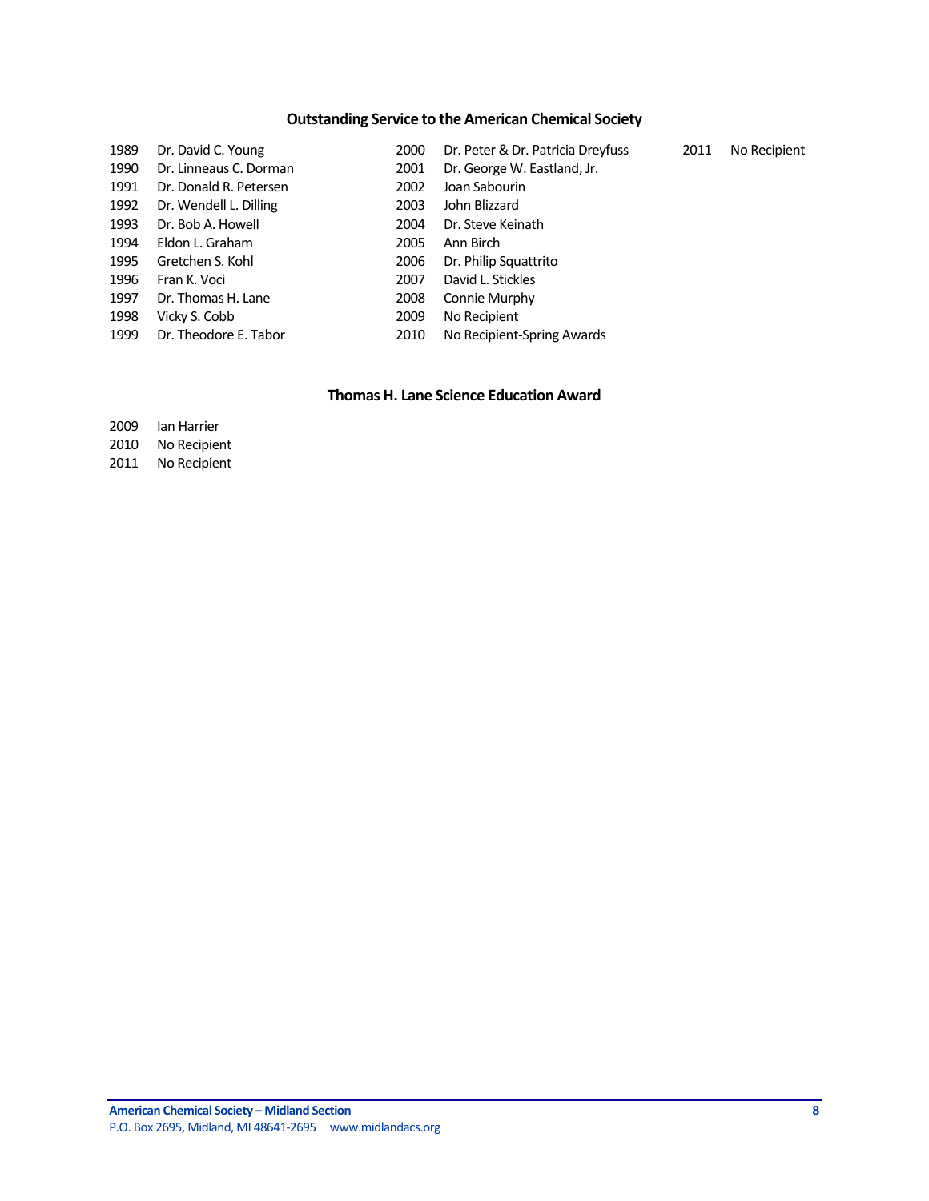## Outstanding Service to the American Chemical Society

| Year | Recipient |
|---|---|
| 1989 | Dr. David C. Young |
| 1990 | Dr. Linneaus C. Dorman |
| 1991 | Dr. Donald R. Petersen |
| 1992 | Dr. Wendell L. Dilling |
| 1993 | Dr. Bob A. Howell |
| 1994 | Eldon L. Graham |
| 1995 | Gretchen S. Kohl |
| 1996 | Fran K. Voci |
| 1997 | Dr. Thomas H. Lane |
| 1998 | Vicky S. Cobb |
| 1999 | Dr. Theodore E. Tabor |
| 2000 | Dr. Peter & Dr. Patricia Dreyfuss |
| 2001 | Dr. George W. Eastland, Jr. |
| 2002 | Joan Sabourin |
| 2003 | John Blizzard |
| 2004 | Dr. Steve Keinath |
| 2005 | Ann Birch |
| 2006 | Dr. Philip Squattrito |
| 2007 | David L. Stickles |
| 2008 | Connie Murphy |
| 2009 | No Recipient |
| 2010 | No Recipient-Spring Awards |
| 2011 | No Recipient |

## Thomas H. Lane Science Education Award

| Year | Recipient |
|---|---|
| 2009 | Ian Harrier |
| 2010 | No Recipient |
| 2011 | No Recipient |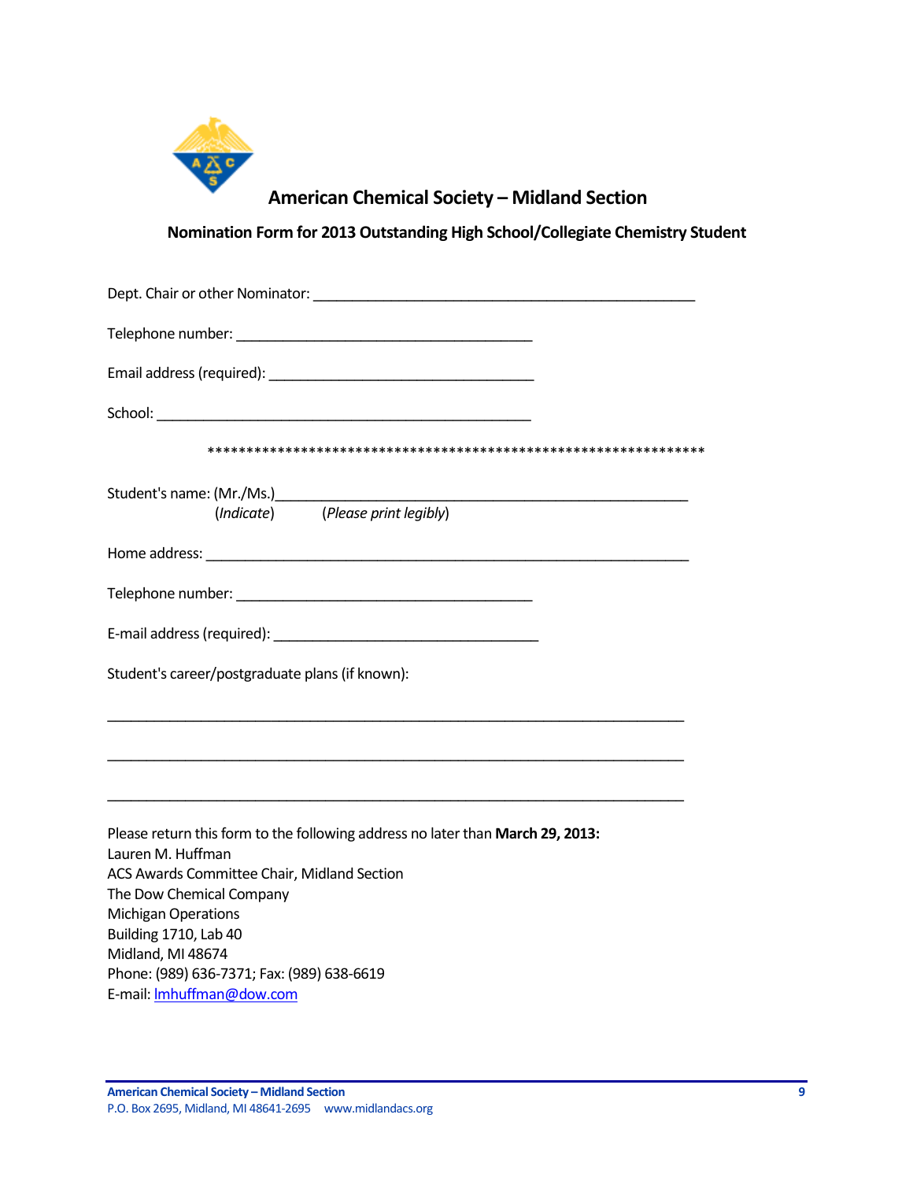# American Chemical Society – Midland Section

## Nomination Form for 2013 Outstanding High School/Collegiate Chemistry Student

Dept. Chair or other Nominator: ___________________________________________________

Telephone number: ________________________________________

Email address (required): ____________________________________

School: ___________________________________________________

******************************************************************

Student's name: (Mr./Ms.)_______________________________________________________
(*Indicate*) (*Please print legibly*)

Home address: _________________________________________________________________

Telephone number: ________________________________________

E-mail address (required): ____________________________________

Student's career/postgraduate plans (if known):

_____________________________________________________________________________

_____________________________________________________________________________

_____________________________________________________________________________

Please return this form to the following address no later than **March 29, 2013:**
Lauren M. Huffman
ACS Awards Committee Chair, Midland Section
The Dow Chemical Company
Michigan Operations
Building 1710, Lab 40
Midland, MI 48674
Phone: (989) 636-7371; Fax: (989) 638-6619
E-mail: lmhuffman@dow.com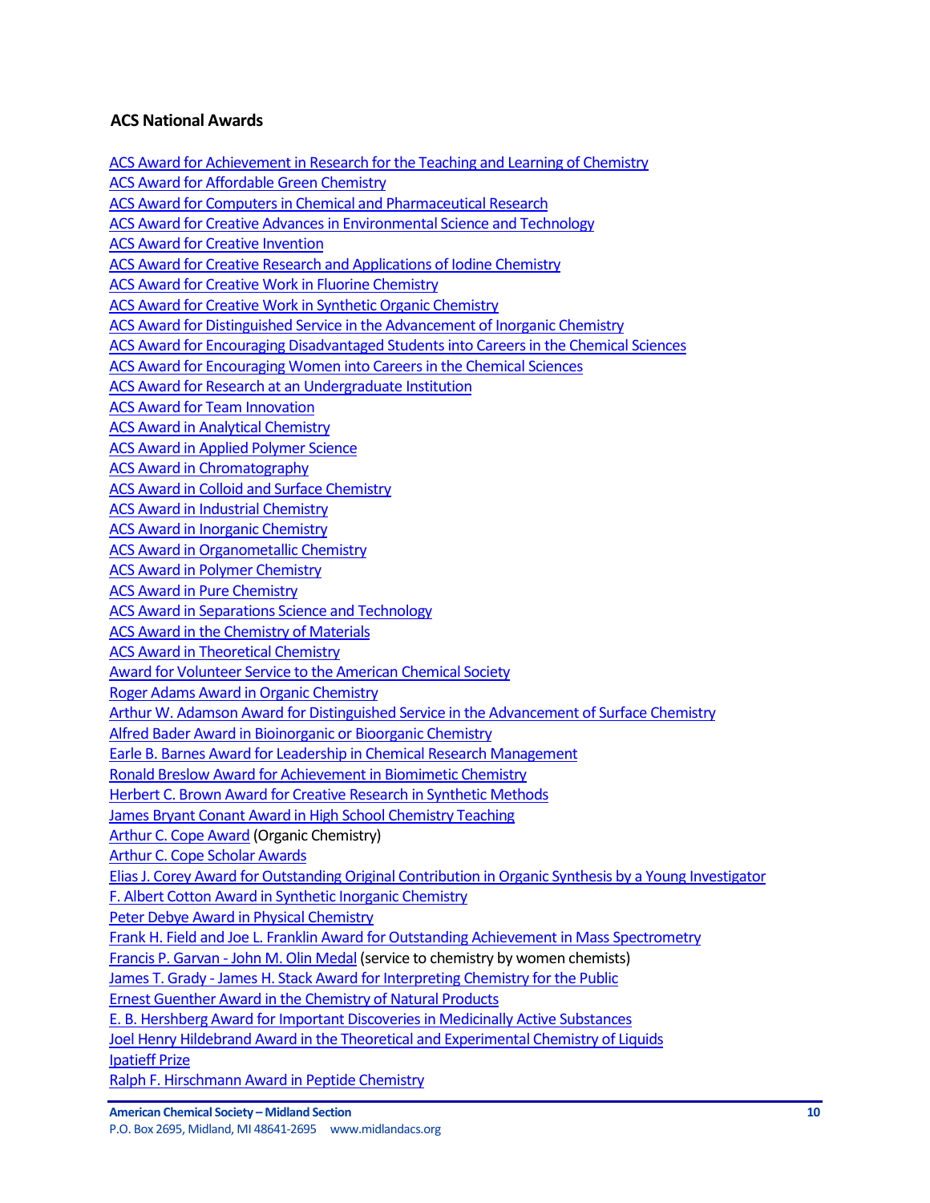## ACS National Awards

ACS Award for Achievement in Research for the Teaching and Learning of Chemistry
ACS Award for Affordable Green Chemistry
ACS Award for Computers in Chemical and Pharmaceutical Research
ACS Award for Creative Advances in Environmental Science and Technology
ACS Award for Creative Invention
ACS Award for Creative Research and Applications of Iodine Chemistry
ACS Award for Creative Work in Fluorine Chemistry
ACS Award for Creative Work in Synthetic Organic Chemistry
ACS Award for Distinguished Service in the Advancement of Inorganic Chemistry
ACS Award for Encouraging Disadvantaged Students into Careers in the Chemical Sciences
ACS Award for Encouraging Women into Careers in the Chemical Sciences
ACS Award for Research at an Undergraduate Institution
ACS Award for Team Innovation
ACS Award in Analytical Chemistry
ACS Award in Applied Polymer Science
ACS Award in Chromatography
ACS Award in Colloid and Surface Chemistry
ACS Award in Industrial Chemistry
ACS Award in Inorganic Chemistry
ACS Award in Organometallic Chemistry
ACS Award in Polymer Chemistry
ACS Award in Pure Chemistry
ACS Award in Separations Science and Technology
ACS Award in the Chemistry of Materials
ACS Award in Theoretical Chemistry
Award for Volunteer Service to the American Chemical Society
Roger Adams Award in Organic Chemistry
Arthur W. Adamson Award for Distinguished Service in the Advancement of Surface Chemistry
Alfred Bader Award in Bioinorganic or Bioorganic Chemistry
Earle B. Barnes Award for Leadership in Chemical Research Management
Ronald Breslow Award for Achievement in Biomimetic Chemistry
Herbert C. Brown Award for Creative Research in Synthetic Methods
James Bryant Conant Award in High School Chemistry Teaching
Arthur C. Cope Award (Organic Chemistry)
Arthur C. Cope Scholar Awards
Elias J. Corey Award for Outstanding Original Contribution in Organic Synthesis by a Young Investigator
F. Albert Cotton Award in Synthetic Inorganic Chemistry
Peter Debye Award in Physical Chemistry
Frank H. Field and Joe L. Franklin Award for Outstanding Achievement in Mass Spectrometry
Francis P. Garvan - John M. Olin Medal (service to chemistry by women chemists)
James T. Grady - James H. Stack Award for Interpreting Chemistry for the Public
Ernest Guenther Award in the Chemistry of Natural Products
E. B. Hershberg Award for Important Discoveries in Medicinally Active Substances
Joel Henry Hildebrand Award in the Theoretical and Experimental Chemistry of Liquids
Ipatieff Prize
Ralph F. Hirschmann Award in Peptide Chemistry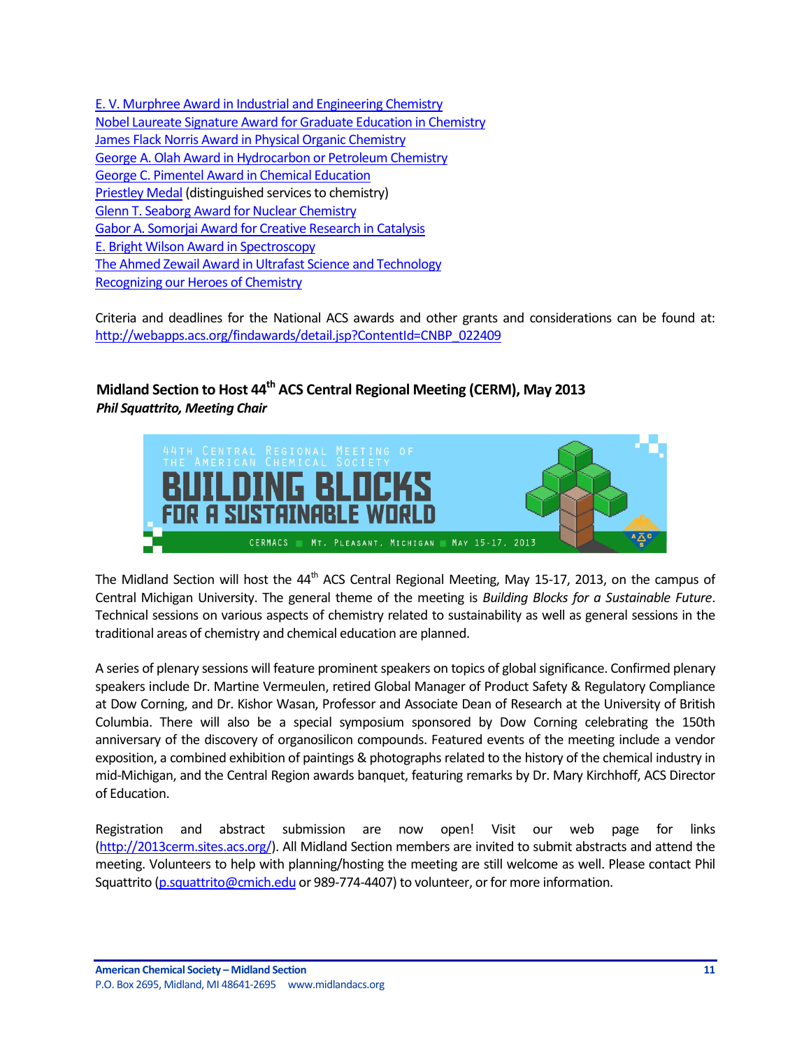[E. V. Murphree Award in Industrial and Engineering Chemistry](#)
[Nobel Laureate Signature Award for Graduate Education in Chemistry](#)
[James Flack Norris Award in Physical Organic Chemistry](#)
[George A. Olah Award in Hydrocarbon or Petroleum Chemistry](#)
[George C. Pimentel Award in Chemical Education](#)
[Priestley Medal](#) (distinguished services to chemistry)
[Glenn T. Seaborg Award for Nuclear Chemistry](#)
[Gabor A. Somorjai Award for Creative Research in Catalysis](#)
[E. Bright Wilson Award in Spectroscopy](#)
[The Ahmed Zewail Award in Ultrafast Science and Technology](#)
[Recognizing our Heroes of Chemistry](#)

Criteria and deadlines for the National ACS awards and other grants and considerations can be found at: http://webapps.acs.org/findawards/detail.jsp?ContentId=CNBP_022409

### Midland Section to Host 44th ACS Central Regional Meeting (CERM), May 2013

***Phil Squattrito, Meeting Chair***

44TH CENTRAL REGIONAL MEETING OF THE AMERICAN CHEMICAL SOCIETY
BUILDING BLOCKS FOR A SUSTAINABLE WORLD
CERMACS ■ MT. PLEASANT, MICHIGAN ■ MAY 15-17, 2013

The Midland Section will host the 44th ACS Central Regional Meeting, May 15-17, 2013, on the campus of Central Michigan University. The general theme of the meeting is *Building Blocks for a Sustainable Future*. Technical sessions on various aspects of chemistry related to sustainability as well as general sessions in the traditional areas of chemistry and chemical education are planned.

A series of plenary sessions will feature prominent speakers on topics of global significance. Confirmed plenary speakers include Dr. Martine Vermeulen, retired Global Manager of Product Safety & Regulatory Compliance at Dow Corning, and Dr. Kishor Wasan, Professor and Associate Dean of Research at the University of British Columbia. There will also be a special symposium sponsored by Dow Corning celebrating the 150th anniversary of the discovery of organosilicon compounds. Featured events of the meeting include a vendor exposition, a combined exhibition of paintings & photographs related to the history of the chemical industry in mid-Michigan, and the Central Region awards banquet, featuring remarks by Dr. Mary Kirchhoff, ACS Director of Education.

Registration and abstract submission are now open! Visit our web page for links (http://2013cerm.sites.acs.org/). All Midland Section members are invited to submit abstracts and attend the meeting. Volunteers to help with planning/hosting the meeting are still welcome as well. Please contact Phil Squattrito (p.squattrito@cmich.edu or 989-774-4407) to volunteer, or for more information.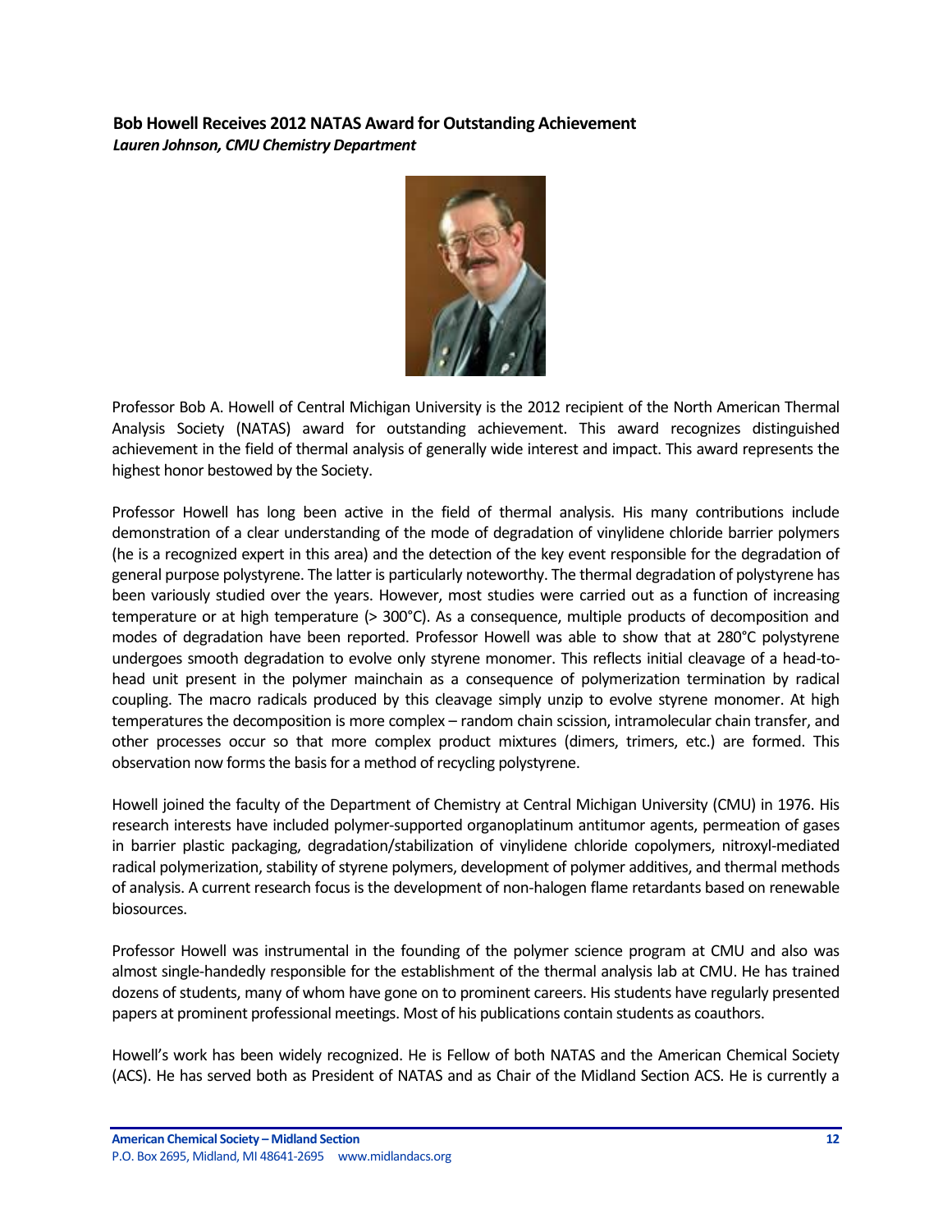**Bob Howell Receives 2012 NATAS Award for Outstanding Achievement**
***Lauren Johnson, CMU Chemistry Department***

Professor Bob A. Howell of Central Michigan University is the 2012 recipient of the North American Thermal Analysis Society (NATAS) award for outstanding achievement. This award recognizes distinguished achievement in the field of thermal analysis of generally wide interest and impact. This award represents the highest honor bestowed by the Society.

Professor Howell has long been active in the field of thermal analysis. His many contributions include demonstration of a clear understanding of the mode of degradation of vinylidene chloride barrier polymers (he is a recognized expert in this area) and the detection of the key event responsible for the degradation of general purpose polystyrene. The latter is particularly noteworthy. The thermal degradation of polystyrene has been variously studied over the years. However, most studies were carried out as a function of increasing temperature or at high temperature (> 300°C). As a consequence, multiple products of decomposition and modes of degradation have been reported. Professor Howell was able to show that at 280°C polystyrene undergoes smooth degradation to evolve only styrene monomer. This reflects initial cleavage of a head-to-head unit present in the polymer mainchain as a consequence of polymerization termination by radical coupling. The macro radicals produced by this cleavage simply unzip to evolve styrene monomer. At high temperatures the decomposition is more complex – random chain scission, intramolecular chain transfer, and other processes occur so that more complex product mixtures (dimers, trimers, etc.) are formed. This observation now forms the basis for a method of recycling polystyrene.

Howell joined the faculty of the Department of Chemistry at Central Michigan University (CMU) in 1976. His research interests have included polymer-supported organoplatinum antitumor agents, permeation of gases in barrier plastic packaging, degradation/stabilization of vinylidene chloride copolymers, nitroxyl-mediated radical polymerization, stability of styrene polymers, development of polymer additives, and thermal methods of analysis. A current research focus is the development of non-halogen flame retardants based on renewable biosources.

Professor Howell was instrumental in the founding of the polymer science program at CMU and also was almost single-handedly responsible for the establishment of the thermal analysis lab at CMU. He has trained dozens of students, many of whom have gone on to prominent careers. His students have regularly presented papers at prominent professional meetings. Most of his publications contain students as coauthors.

Howell's work has been widely recognized. He is Fellow of both NATAS and the American Chemical Society (ACS). He has served both as President of NATAS and as Chair of the Midland Section ACS. He is currently a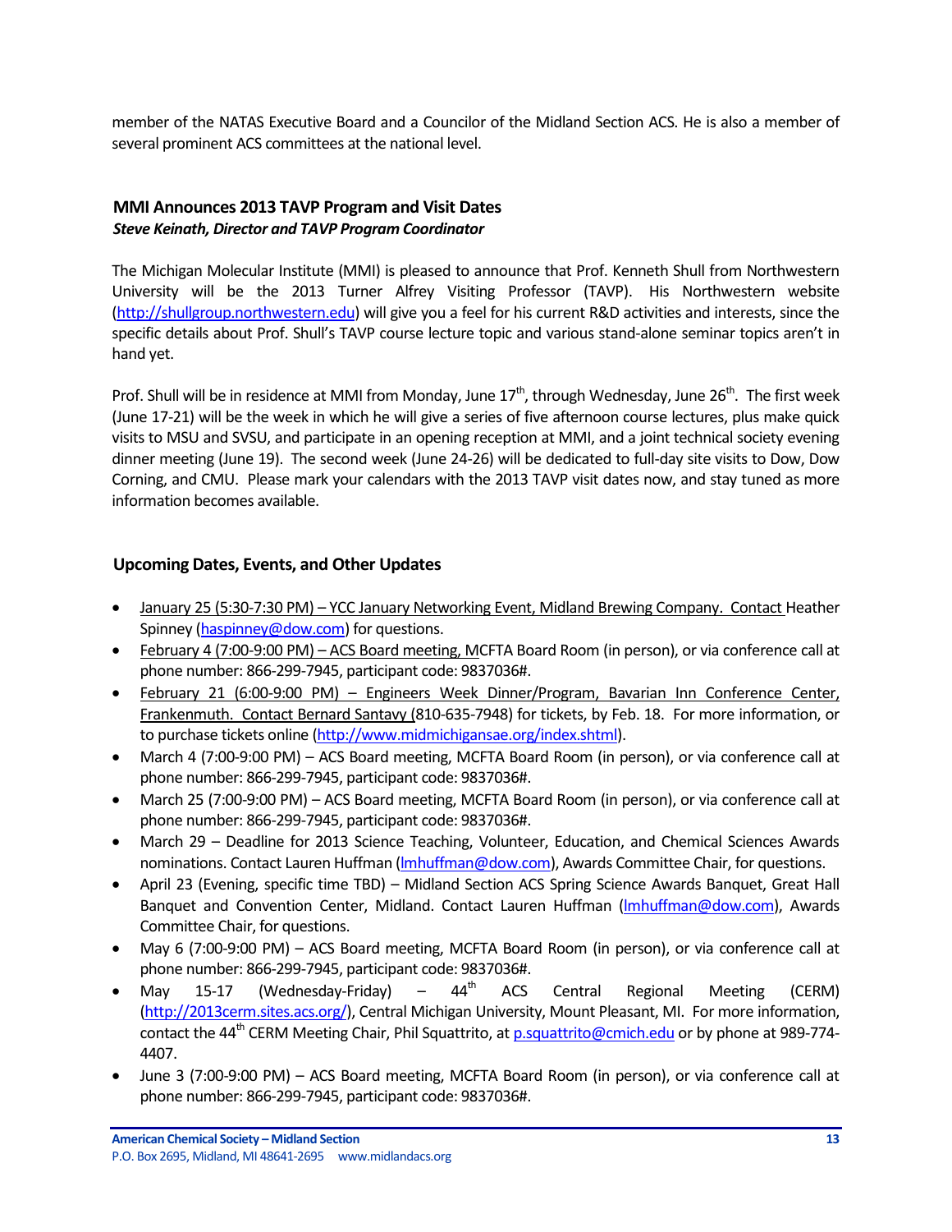member of the NATAS Executive Board and a Councilor of the Midland Section ACS. He is also a member of several prominent ACS committees at the national level.

### MMI Announces 2013 TAVP Program and Visit Dates

***Steve Keinath, Director and TAVP Program Coordinator***

The Michigan Molecular Institute (MMI) is pleased to announce that Prof. Kenneth Shull from Northwestern University will be the 2013 Turner Alfrey Visiting Professor (TAVP). His Northwestern website (http://shullgroup.northwestern.edu) will give you a feel for his current R&D activities and interests, since the specific details about Prof. Shull's TAVP course lecture topic and various stand-alone seminar topics aren't in hand yet.

Prof. Shull will be in residence at MMI from Monday, June 17th, through Wednesday, June 26th. The first week (June 17-21) will be the week in which he will give a series of five afternoon course lectures, plus make quick visits to MSU and SVSU, and participate in an opening reception at MMI, and a joint technical society evening dinner meeting (June 19). The second week (June 24-26) will be dedicated to full-day site visits to Dow, Dow Corning, and CMU. Please mark your calendars with the 2013 TAVP visit dates now, and stay tuned as more information becomes available.

### Upcoming Dates, Events, and Other Updates

- January 25 (5:30-7:30 PM) – YCC January Networking Event, Midland Brewing Company. Contact Heather Spinney (haspinney@dow.com) for questions.
- February 4 (7:00-9:00 PM) – ACS Board meeting, MCFTA Board Room (in person), or via conference call at phone number: 866-299-7945, participant code: 9837036#.
- February 21 (6:00-9:00 PM) – Engineers Week Dinner/Program, Bavarian Inn Conference Center, Frankenmuth. Contact Bernard Santavy (810-635-7948) for tickets, by Feb. 18. For more information, or to purchase tickets online (http://www.midmichigansae.org/index.shtml).
- March 4 (7:00-9:00 PM) – ACS Board meeting, MCFTA Board Room (in person), or via conference call at phone number: 866-299-7945, participant code: 9837036#.
- March 25 (7:00-9:00 PM) – ACS Board meeting, MCFTA Board Room (in person), or via conference call at phone number: 866-299-7945, participant code: 9837036#.
- March 29 – Deadline for 2013 Science Teaching, Volunteer, Education, and Chemical Sciences Awards nominations. Contact Lauren Huffman (lmhuffman@dow.com), Awards Committee Chair, for questions.
- April 23 (Evening, specific time TBD) – Midland Section ACS Spring Science Awards Banquet, Great Hall Banquet and Convention Center, Midland. Contact Lauren Huffman (lmhuffman@dow.com), Awards Committee Chair, for questions.
- May 6 (7:00-9:00 PM) – ACS Board meeting, MCFTA Board Room (in person), or via conference call at phone number: 866-299-7945, participant code: 9837036#.
- May 15-17 (Wednesday-Friday) – 44th ACS Central Regional Meeting (CERM) (http://2013cerm.sites.acs.org/), Central Michigan University, Mount Pleasant, MI. For more information, contact the 44th CERM Meeting Chair, Phil Squattrito, at p.squattrito@cmich.edu or by phone at 989-774-4407.
- June 3 (7:00-9:00 PM) – ACS Board meeting, MCFTA Board Room (in person), or via conference call at phone number: 866-299-7945, participant code: 9837036#.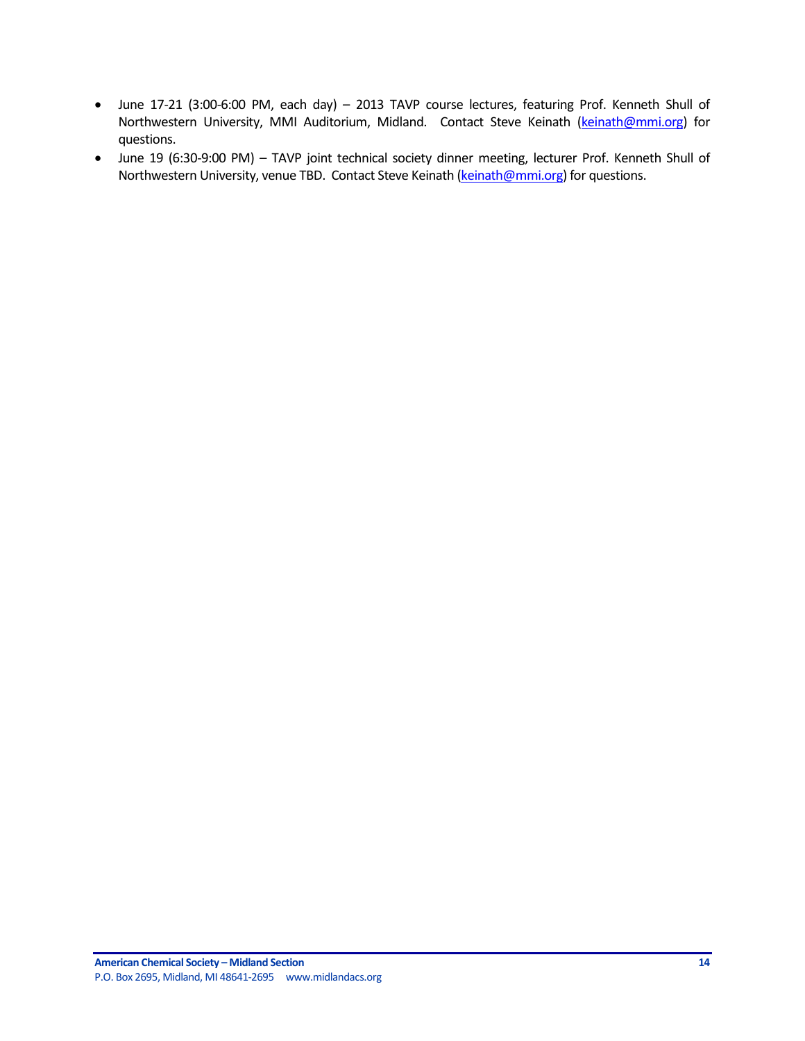- June 17-21 (3:00-6:00 PM, each day) – 2013 TAVP course lectures, featuring Prof. Kenneth Shull of Northwestern University, MMI Auditorium, Midland. Contact Steve Keinath (keinath@mmi.org) for questions.
- June 19 (6:30-9:00 PM) – TAVP joint technical society dinner meeting, lecturer Prof. Kenneth Shull of Northwestern University, venue TBD. Contact Steve Keinath (keinath@mmi.org) for questions.